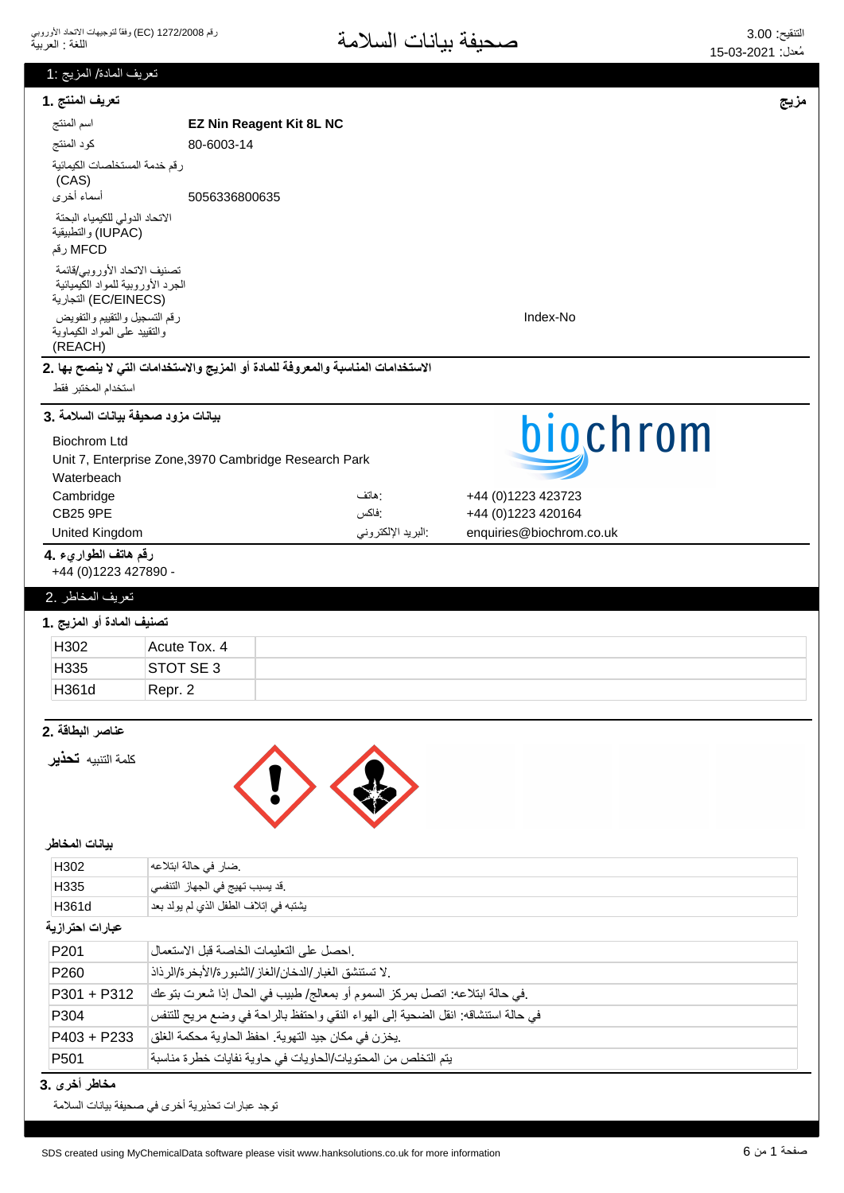# صحيفة بيانات السلامة

وفقاً لتوجيهات الاتحاد الأوروبي (EC) رقم 1272/2008
اللغة : العربية

التنقيح: 3.00
مُعدل: 15-03-2021

## تعريف المادة/ المزيج :1

**مزيج**

### 1. تعريف المنتج

| | |
|---|---|
| اسم المنتج | **EZ Nin Reagent Kit 8L NC** |
| كود المنتج | 80-6003-14 |
| رقم خدمة المستخلصات الكيميائية (CAS) | |
| أسماء أخرى | 5056336800635 |
| الاتحاد الدولي للكيمياء البحتة والتطبيقية (IUPAC) | |
| رقم MFCD | |
| تصنيف الاتحاد الأوروبي/قائمة الجرد الأوروبية للمواد الكيميائية التجارية (EC/EINECS) | |
| رقم التسجيل والتقييم والتفويض والتقييد على المواد الكيماوية (REACH) | Index-No |

### 2. الاستخدامات المناسبة والمعروفة للمادة أو المزيج والاستخدامات التي لا ينصح بها

استخدام المختبر فقط

### 3. بيانات مزود صحيفة بيانات السلامة

Biochrom Ltd
Unit 7, Enterprise Zone,3970 Cambridge Research Park
Waterbeach
Cambridge
CB25 9PE
United Kingdom

هاتف: +44 (0)1223 423723
فاكس: +44 (0)1223 420164
البريد الإلكتروني: enquiries@biochrom.co.uk

### 4. رقم هاتف الطوارىء

+44 (0)1223 427890 -

## تعريف المخاطر .2

### 1. تصنيف المادة أو المزيج

| | | |
|---|---|---|
| H302 | Acute Tox. 4 | |
| H335 | STOT SE 3 | |
| H361d | Repr. 2 | |

### 2. عناصر البطاقة

كلمة التنبيه **تحذير**

**بيانات المخاطر**

| | |
|---|---|
| H302 | .ضار في حالة ابتلاعه |
| H335 | .قد يسبب تهيج في الجهاز التنفسي |
| H361d | يشتبه في إتلاف الطفل الذي لم يولد بعد |

**عبارات احترازية**

| | |
|---|---|
| P201 | .احصل على التعليمات الخاصة قبل الاستعمال |
| P260 | .لا تستنشق الغبار/الدخان/الغاز/الشبورة/الأبخرة/الرذاذ |
| P301 + P312 | .في حالة ابتلاعه: اتصل بمركز السموم أو بمعالج/ طبيب في الحال إذا شعرت بتوعك |
| P304 | في حالة استنشاقه: انقل الضحية إلى الهواء النقي واحتفظ بالراحة في وضع مريح للتنفس |
| P403 + P233 | .يخزن في مكان جيد التهوية. احفظ الحاوية محكمة الغلق |
| P501 | يتم التخلص من المحتويات/الحاويات في حاوية نفايات خطرة مناسبة |

### 3. مخاطر أخرى

توجد عبارات تحذيرية أخرى في صحيفة بيانات السلامة

SDS created using MyChemicalData software please visit www.hanksolutions.co.uk for more information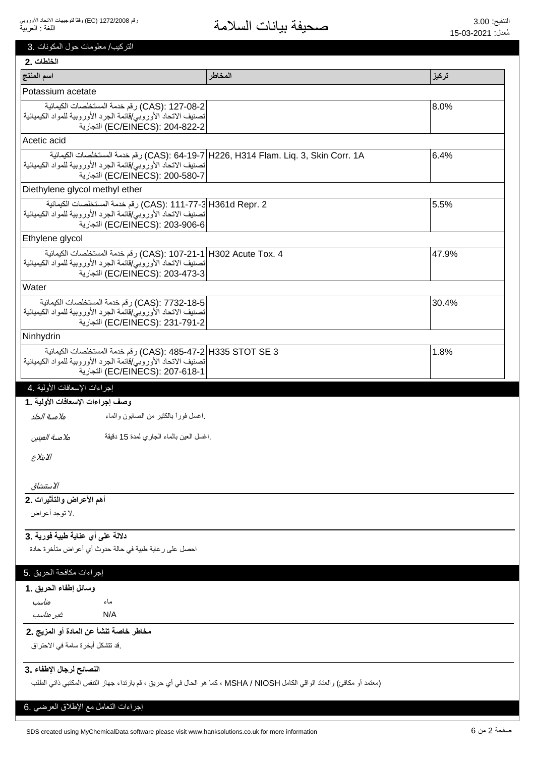## 3. التركيب/ معلومات حول المكونات

### 2. الخلطات

| اسم المنتج | المخاطر | تركيز |
|---|---|---|
| Potassium acetate | | |
| CAS): 127-08-2) رقم خدمة المستخلصات الكيمائية<br>تصنيف الاتحاد الأوروبي/قائمة الجرد الأوروبية للمواد الكيميائية التجارية (EC/EINECS): 204-822-2 | | 8.0% |
| Acetic acid | | |
| CAS): 64-19-7) رقم خدمة المستخلصات الكيمائية<br>تصنيف الاتحاد الأوروبي/قائمة الجرد الأوروبية للمواد الكيميائية التجارية (EC/EINECS): 200-580-7 | H226, H314 Flam. Liq. 3, Skin Corr. 1A | 6.4% |
| Diethylene glycol methyl ether | | |
| CAS): 111-77-3) رقم خدمة المستخلصات الكيمائية<br>تصنيف الاتحاد الأوروبي/قائمة الجرد الأوروبية للمواد الكيميائية التجارية (EC/EINECS): 203-906-6 | H361d Repr. 2 | 5.5% |
| Ethylene glycol | | |
| CAS): 107-21-1) رقم خدمة المستخلصات الكيمائية<br>تصنيف الاتحاد الأوروبي/قائمة الجرد الأوروبية للمواد الكيميائية التجارية (EC/EINECS): 203-473-3 | H302 Acute Tox. 4 | 47.9% |
| Water | | |
| CAS): 7732-18-5) رقم خدمة المستخلصات الكيمائية<br>تصنيف الاتحاد الأوروبي/قائمة الجرد الأوروبية للمواد الكيميائية التجارية (EC/EINECS): 231-791-2 | | 30.4% |
| Ninhydrin | | |
| CAS): 485-47-2) رقم خدمة المستخلصات الكيمائية<br>تصنيف الاتحاد الأوروبي/قائمة الجرد الأوروبية للمواد الكيميائية التجارية (EC/EINECS): 207-618-1 | H335 STOT SE 3 | 1.8% |

## 4. إجراءات الإسعافات الأولية

### 1. وصف إجراءات الإسعافات الأولية

*ملامسة الجلد* اغسل فورا بالكثير من الصابون والماء.

*ملامسة العينين* اغسل العين بالماء الجاري لمدة 15 دقيقة.

*الابتلاع*

*الاستنشاق*

### 2. أهم الأعراض والتأثيرات

لا توجد أعراض.

### 3. دلالة على أي عناية طبية فورية

احصل على رعاية طبية في حالة حدوث أي أعراض متأخرة حادة

## 5. إجراءات مكافحة الحريق

### 1. وسائل إطفاء الحريق

*مناسب* ماء

*غير مناسب* N/A

### 2. مخاطر خاصة تنشأ عن المادة أو المزيج

قد تتشكل أبخرة سامة في الاحتراق.

### 3. النصائح لرجال الإطفاء

(معتمد أو مكافئ) والعتاد الواقي الكامل MSHA / NIOSH ، كما هو الحال في أي حريق ، قم بارتداء جهاز التنفس المكتبي ذاتي الطلب

## 6. إجراءات التعامل مع الإطلاق العرضي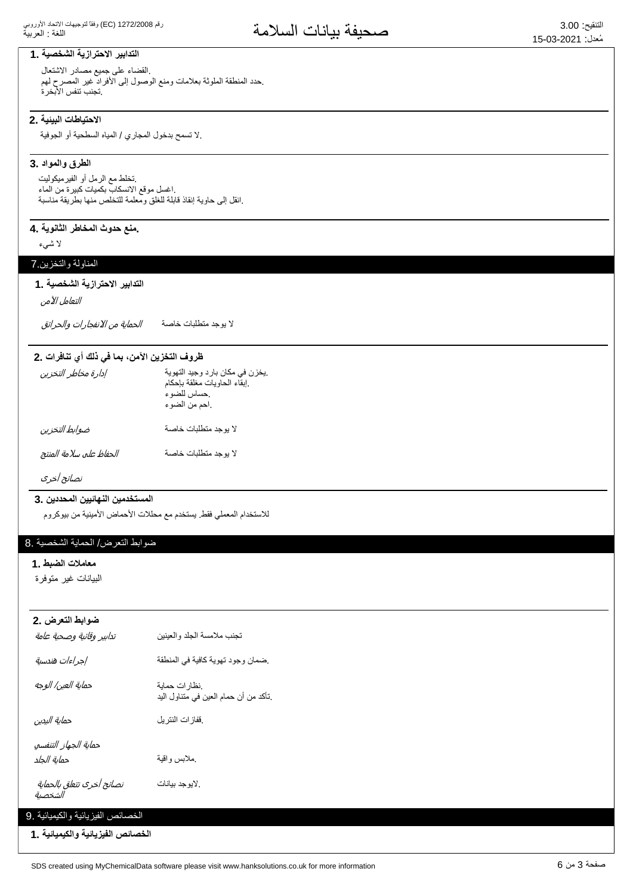### التدابير الاحترازية الشخصية .1

.القضاء على جميع مصادر الاشتعال
.حدد المنطقة الملوثة بعلامات ومنع الوصول إلى الأفراد غير المصرح لهم
.تجنب تنفس الأبخرة

### الاحتياطات البيئية .2

.لا تسمح بدخول المجاري / المياه السطحية أو الجوفية

### الطرق والمواد .3

.تخلط مع الرمل أو الفيرميكوليت
.اغسل موقع الانسكاب بكميات كبيرة من الماء
.انقل إلى حاوية إنقاذ قابلة للغلق ومعلمة للتخلص منها بطريقة مناسبة

### .منع حدوث المخاطر الثانوية .4

لا شيء

## المناولة والتخزين.7

### التدابير الاحترازية الشخصية .1

*التعامل الآمن*

| | |
|---|---|
| *الحماية من الانفجارات والحرائق* | لا يوجد متطلبات خاصة |

### ظروف التخزين الآمن، بما في ذلك أي تنافرات .2

| | |
|---|---|
| *إدارة مخاطر التخزين* | .يخزن في مكان بارد وجيد التهوية<br>.إبقاء الحاويات مغلقة بإحكام<br>.حساس للضوء<br>.احم من الضوء |
| *ضوابط التخزين* | لا يوجد متطلبات خاصة |
| *الحفاظ على سلامة المنتج* | لا يوجد متطلبات خاصة |
| *نصائح أخرى* | |

### المستخدمين النهائيين المحددين .3

للاستخدام المعملي فقط. يستخدم مع محللات الأحماض الأمينية من بيوكروم

## ضوابط التعرض/ الحماية الشخصية .8

### معاملات الضبط .1

البيانات غير متوفرة

### ضوابط التعرض .2

| | |
|---|---|
| *تدابير وقائية وصحية عامة* | تجنب ملامسة الجلد والعينين |
| *إجراءات هندسية* | .ضمان وجود تهوية كافية في المنطقة |
| *حماية العين/ الوجه* | .نظارات حماية<br>.تأكد من أن حمام العين في متناول اليد |
| *حماية اليدين* | .قفازات النتريل |
| *حماية الجهاز التنفسي* | |
| *حماية الجلد* | .ملابس واقية |
| *نصائح أخرى تتعلق بالحماية الشخصية* | .لايوجد بيانات |

## الخصائص الفيزيائية والكيميائية .9

### الخصائص الفيزيائية والكيميائية .1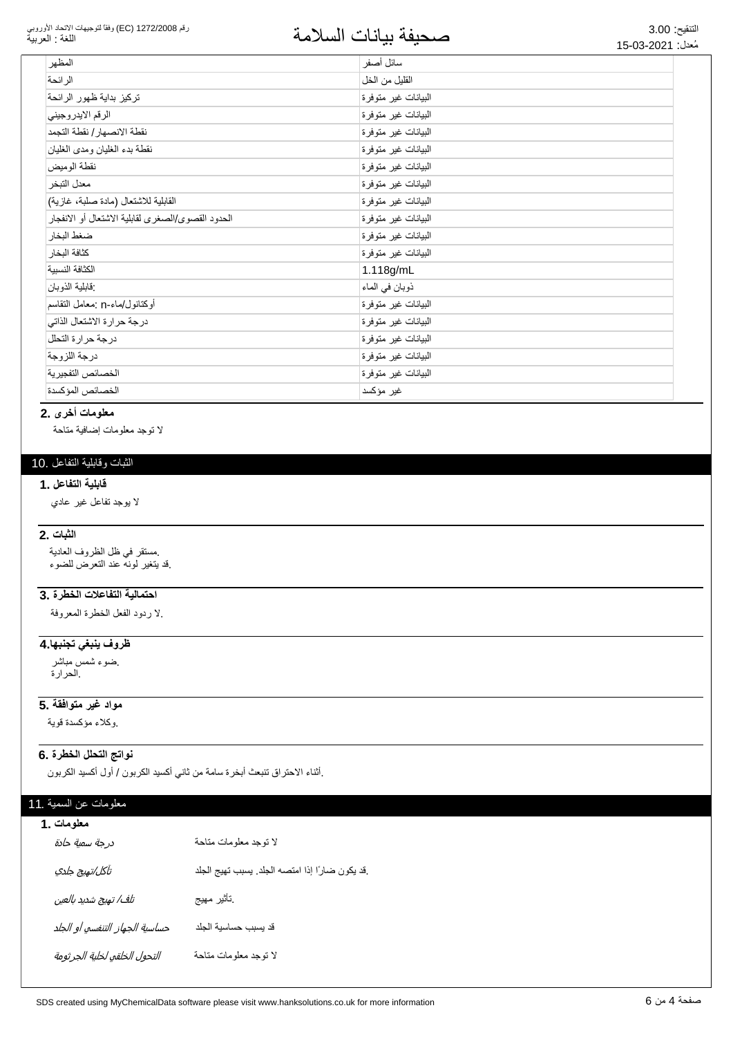| المظهر | سائل أصفر |
|---|---|
| الرائحة | القليل من الخل |
| تركيز بداية ظهور الرائحة | البيانات غير متوفرة |
| الرقم الايدروجيني | البيانات غير متوفرة |
| نقطة الانصهار/ نقطة التجمد | البيانات غير متوفرة |
| نقطة بدء الغليان ومدى الغليان | البيانات غير متوفرة |
| نقطة الوميض | البيانات غير متوفرة |
| معدل التبخر | البيانات غير متوفرة |
| القابلية للاشتعال (مادة صلبة، غازية) | البيانات غير متوفرة |
| الحدود القصوى/الصغرى لقابلية الاشتعال أو الانفجار | البيانات غير متوفرة |
| ضغط البخار | البيانات غير متوفرة |
| كثافة البخار | البيانات غير متوفرة |
| الكثافة النسبية | 1.118g/mL |
| قابلية الذوبان: | ذوبان في الماء |
| معامل التقاسم: n-أوكتانول/ماء | البيانات غير متوفرة |
| درجة حرارة الاشتعال الذاتي | البيانات غير متوفرة |
| درجة حرارة التحلل | البيانات غير متوفرة |
| درجة اللزوجة | البيانات غير متوفرة |
| الخصائص التفجيرية | البيانات غير متوفرة |
| الخصائص المؤكسدة | غير مؤكسد |

### 2. معلومات أخرى

لا توجد معلومات إضافية متاحة

## 10. الثبات وقابلية التفاعل

### 1. قابلية التفاعل

لا يوجد تفاعل غير عادي

### 2. الثبات

مستقر في ظل الظروف العادية.
قد يتغير لونه عند التعرض للضوء.

### 3. احتمالية التفاعلات الخطرة

لا ردود الفعل الخطرة المعروفة.

### 4. ظروف ينبغي تجنبها

ضوء شمس مباشر.
الحرارة.

### 5. مواد غير متوافقة

وكلاء مؤكسدة قوية.

### 6. نواتج التحلل الخطرة

أثناء الاحتراق تنبعث أبخرة سامة من ثاني أكسيد الكربون / أول أكسيد الكربون.

## 11. معلومات عن السمية

### 1. معلومات

| | |
|---|---|
| *درجة سمية حادة* | لا توجد معلومات متاحة |
| *تآكل/تهيج جلدي* | قد يكون ضارًا إذا امتصه الجلد. يسبب تهيج الجلد. |
| *تلف/ تهيج شديد بالعين* | تأثير مهيج. |
| *حساسية الجهاز التنفسي أو الجلد* | قد يسبب حساسية الجلد |
| *التحول الخلقي لخلية الجرثومة* | لا توجد معلومات متاحة |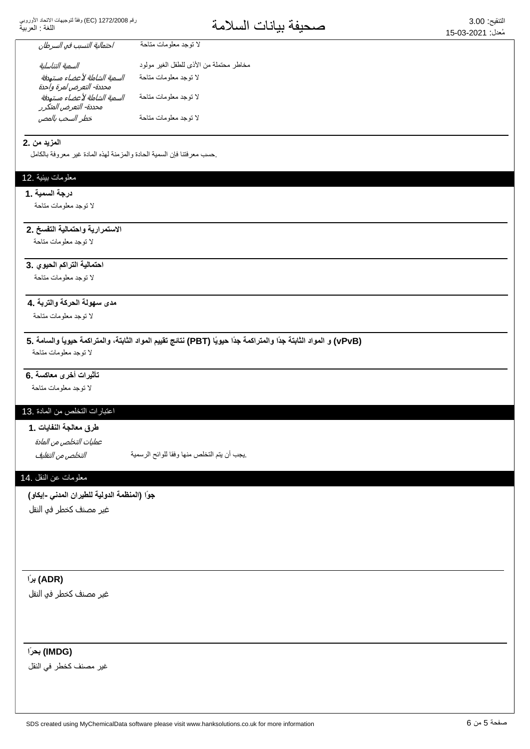| | |
|---|---|
| *احتمالية التسبب في السرطان* | لا توجد معلومات متاحة |
| *السمية التناسلية* | مخاطر محتملة من الأذى للطفل الغير مولود |
| *السمية الشاملة لأعضاء مستهدفة محددة- التعرض لمرة واحدة* | لا توجد معلومات متاحة |
| *السمية الشاملة لأعضاء مستهدفة محددة- التعرض المتكرر* | لا توجد معلومات متاحة |
| *خطر السحب بالمص* | لا توجد معلومات متاحة |

**المزيد من .2**

.حسب معرفتنا فإن السمية الحادة والمزمنة لهذه المادة غير معروفة بالكامل

## معلومات بيئية .12

**درجة السمية .1**

لا توجد معلومات متاحة

**الاستمرارية واحتمالية التفسخ .2**

لا توجد معلومات متاحة

**احتمالية التراكم الحيوي .3**

لا توجد معلومات متاحة

**مدى سهولة الحركة والتربة .4**

لا توجد معلومات متاحة

**(vPvB) و المواد الثابتة جدًا والمتراكمة جدًا حيويًا (PBT) نتائج تقييم المواد الثابتة، والمتراكمة حيوياً والسامة .5**

لا توجد معلومات متاحة

**تأثيرات أخرى معاكسة .6**

لا توجد معلومات متاحة

## اعتبارات التخلص من المادة .13

**طرق معالجة النفايات .1**

*عمليات التخلص من المادة*

| | |
|---|---|
| *التخلص من التغليف* | .يجب أن يتم التخلص منها وفقا للوائح الرسمية |

## معلومات عن النقل .14

**جوًا (المنظمة الدولية للطيران المدني -إيكاو)**

غير مصنف كخطر في النقل

**(ADR) برًا**

غير مصنف كخطر في النقل

**(IMDG) بحرًا**

غير مصنف كخطر في النقل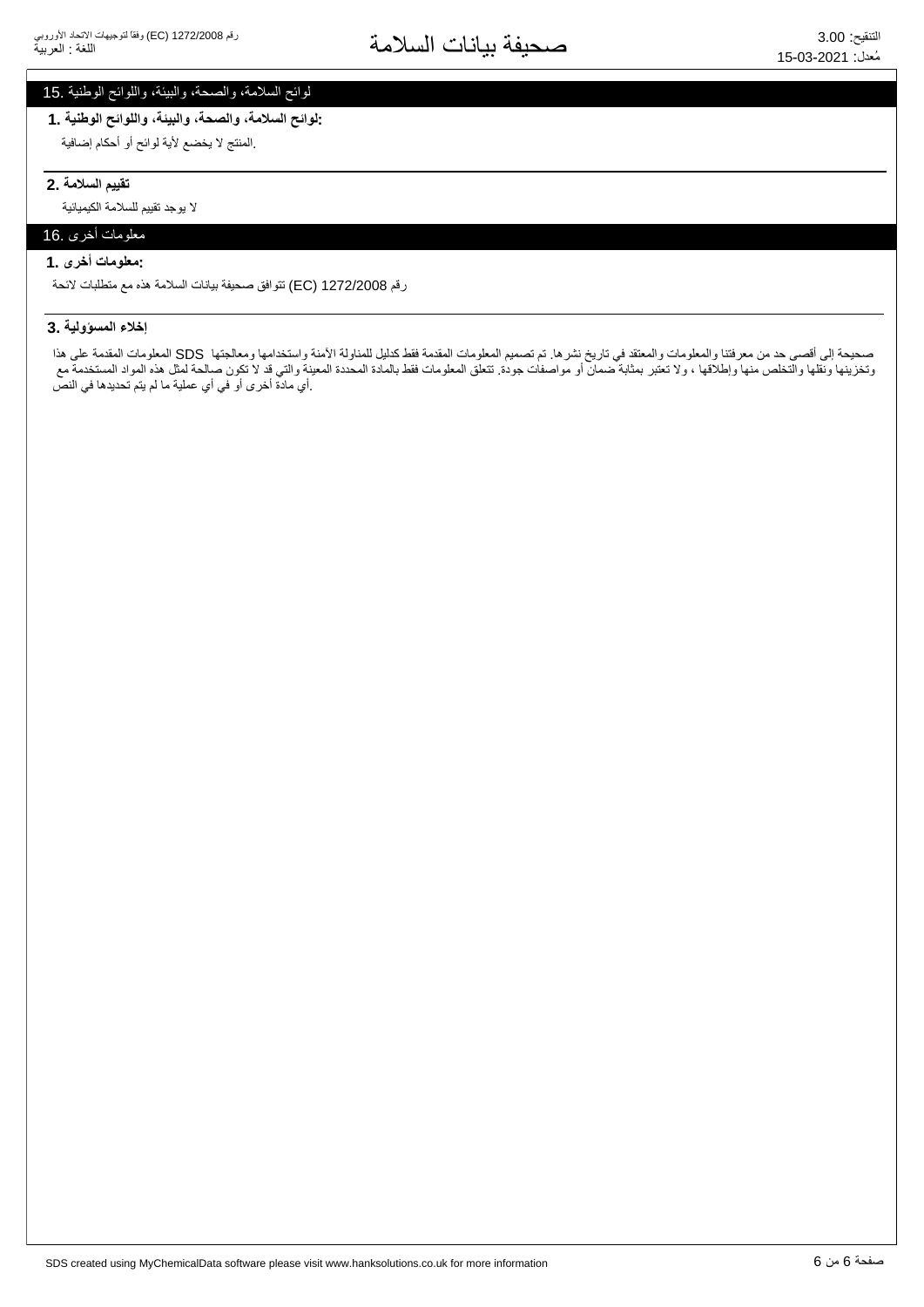## 15. لوائح السلامة، والصحة، والبيئة، واللوائح الوطنية

### 1. لوائح السلامة، والصحة، والبيئة، واللوائح الوطنية:

المنتج لا يخضع لأية لوائح أو أحكام إضافية.

### 2. تقييم السلامة

لا يوجد تقييم للسلامة الكيميائية

## 16. معلومات أخرى

### 1. معلومات أخرى:

تتوافق صحيفة بيانات السلامة هذه مع متطلبات لائحة (EC) 1272/2008 رقم

### 3. إخلاء المسؤولية

المعلومات المقدمة على هذا SDS صحيحة إلى أقصى حد من معرفتنا والمعلومات والمعتقد في تاريخ نشرها. تم تصميم المعلومات المقدمة فقط كدليل للمناولة الآمنة واستخدامها ومعالجتها وتخزينها ونقلها والتخلص منها وإطلاقها ، ولا تعتبر بمثابة ضمان أو مواصفات جودة. تتعلق المعلومات فقط بالمادة المحددة المعينة والتي قد لا تكون صالحة لمثل هذه المواد المستخدمة مع أي مادة أخرى أو في أي عملية ما لم يتم تحديدها في النص.